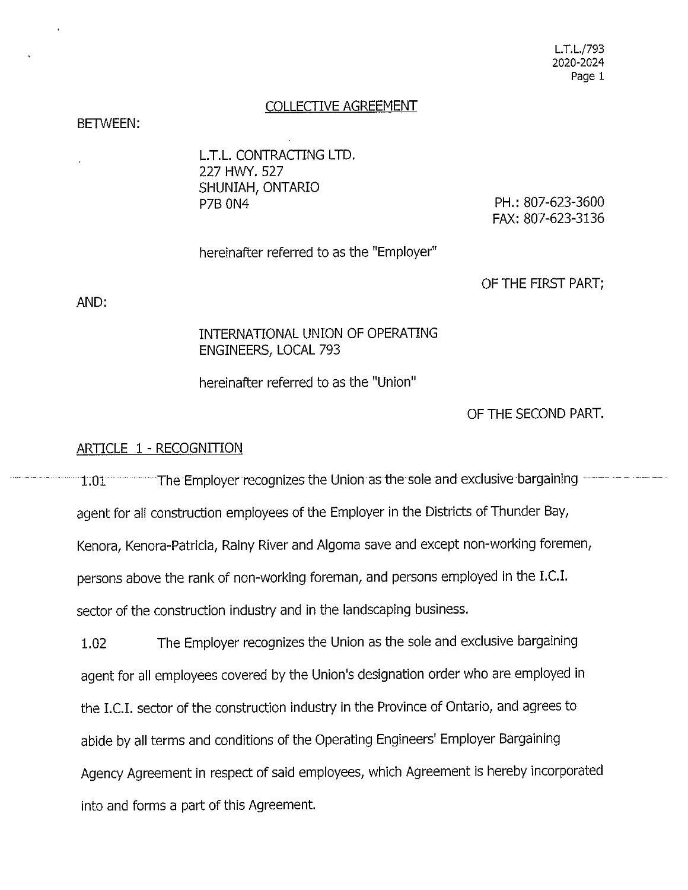## COLLECTIVE AGREEMENT

BETWEEN:

L.T.L. CONTRACTING LTD.
227 HWY. 527
SHUNIAH, ONTARIO
P7B 0N4

PH.: 807-623-3600
FAX: 807-623-3136

hereinafter referred to as the "Employer"

OF THE FIRST PART;

AND:

INTERNATIONAL UNION OF OPERATING ENGINEERS, LOCAL 793

hereinafter referred to as the "Union"

OF THE SECOND PART.

### ARTICLE 1 - RECOGNITION

1.01 The Employer recognizes the Union as the sole and exclusive bargaining agent for all construction employees of the Employer in the Districts of Thunder Bay, Kenora, Kenora-Patricia, Rainy River and Algoma save and except non-working foremen, persons above the rank of non-working foreman, and persons employed in the I.C.I. sector of the construction industry and in the landscaping business.

1.02 The Employer recognizes the Union as the sole and exclusive bargaining agent for all employees covered by the Union's designation order who are employed in the I.C.I. sector of the construction industry in the Province of Ontario, and agrees to abide by all terms and conditions of the Operating Engineers' Employer Bargaining Agency Agreement in respect of said employees, which Agreement is hereby incorporated into and forms a part of this Agreement.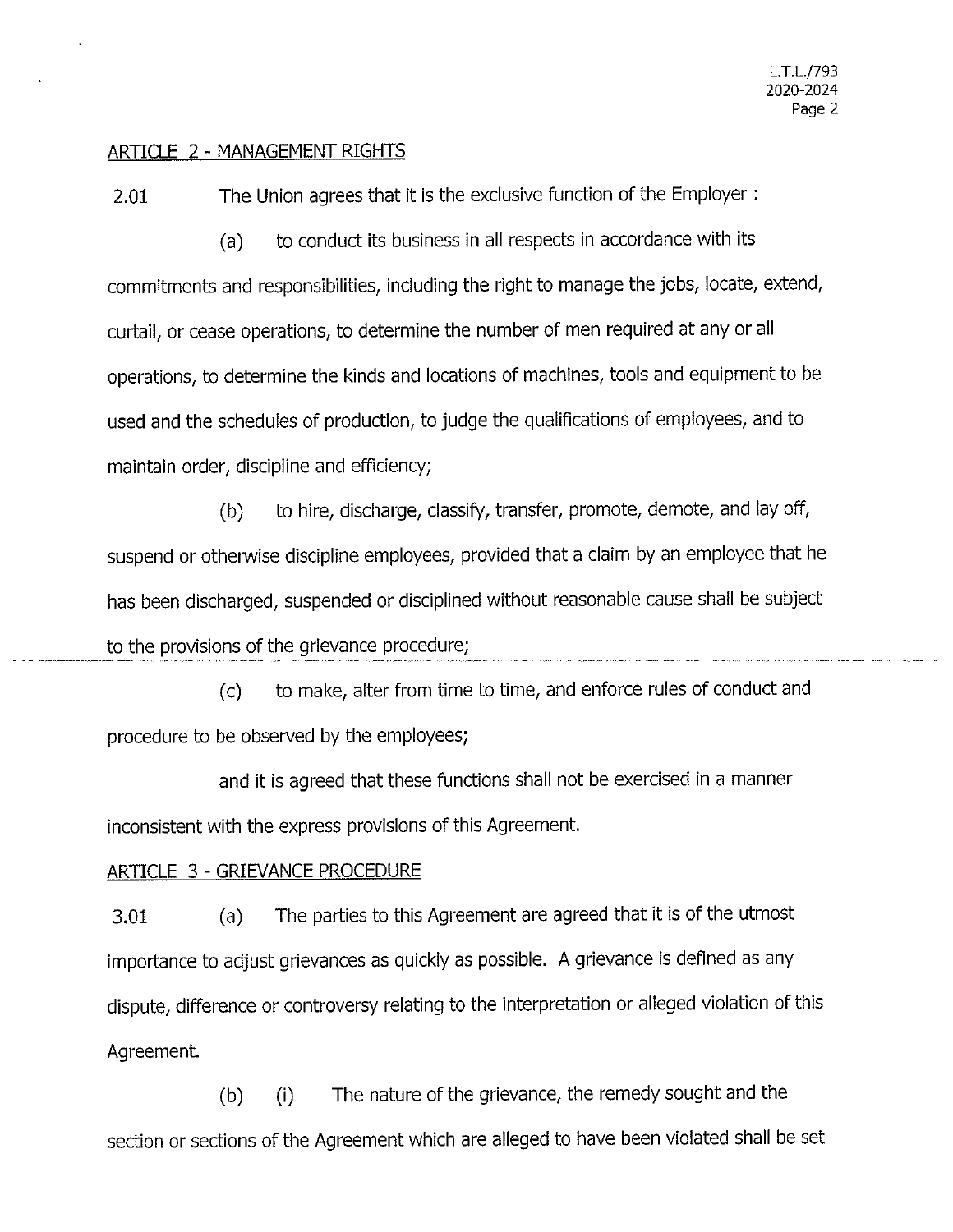## ARTICLE 2 - MANAGEMENT RIGHTS

2.01 The Union agrees that it is the exclusive function of the Employer :

(a) to conduct its business in all respects in accordance with its commitments and responsibilities, including the right to manage the jobs, locate, extend, curtail, or cease operations, to determine the number of men required at any or all operations, to determine the kinds and locations of machines, tools and equipment to be used and the schedules of production, to judge the qualifications of employees, and to maintain order, discipline and efficiency;

(b) to hire, discharge, classify, transfer, promote, demote, and lay off, suspend or otherwise discipline employees, provided that a claim by an employee that he has been discharged, suspended or disciplined without reasonable cause shall be subject to the provisions of the grievance procedure;

(c) to make, alter from time to time, and enforce rules of conduct and procedure to be observed by the employees;

and it is agreed that these functions shall not be exercised in a manner inconsistent with the express provisions of this Agreement.

## ARTICLE 3 - GRIEVANCE PROCEDURE

3.01 (a) The parties to this Agreement are agreed that it is of the utmost importance to adjust grievances as quickly as possible. A grievance is defined as any dispute, difference or controversy relating to the interpretation or alleged violation of this Agreement.

(b) (i) The nature of the grievance, the remedy sought and the section or sections of the Agreement which are alleged to have been violated shall be set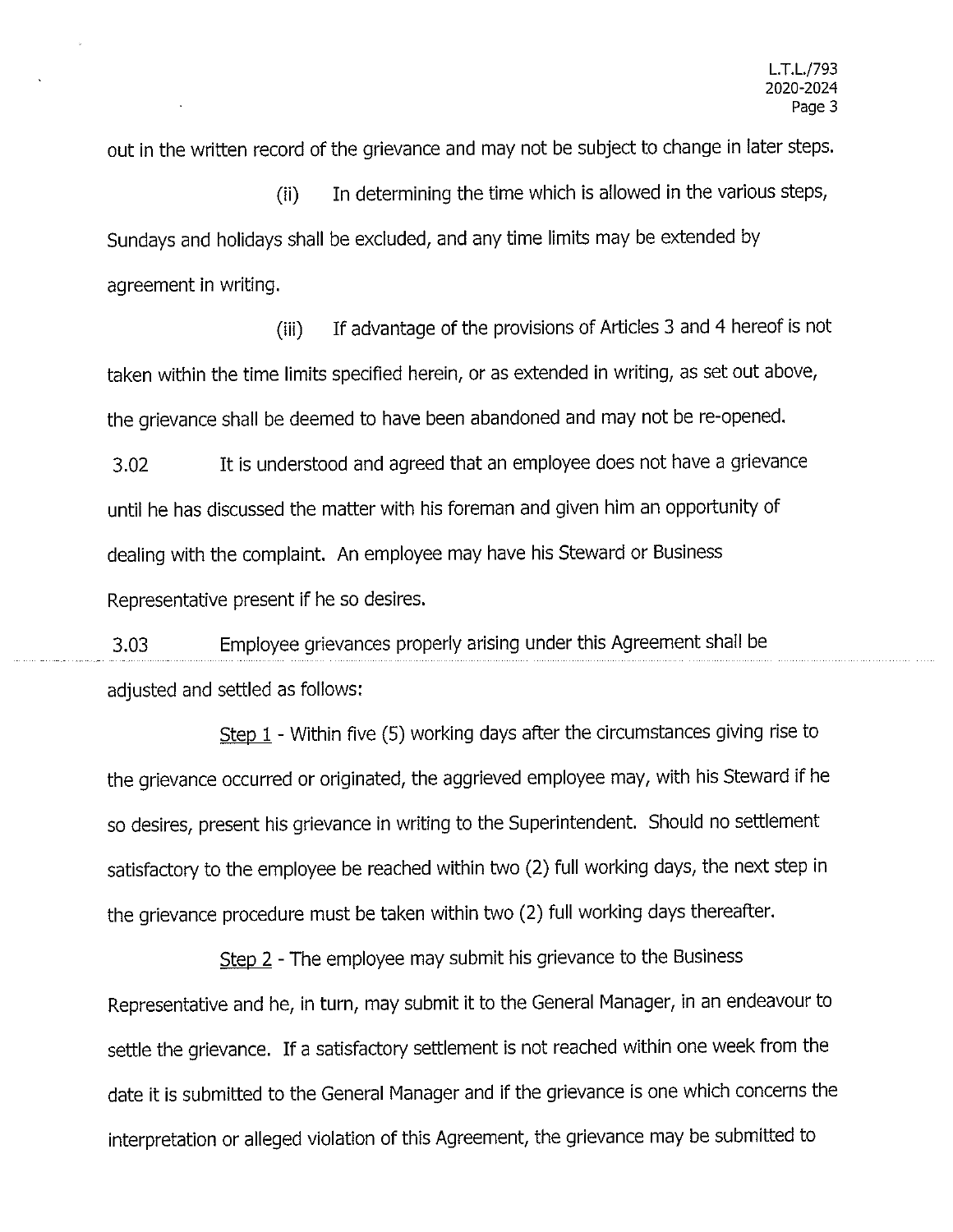out in the written record of the grievance and may not be subject to change in later steps.

(ii) In determining the time which is allowed in the various steps, Sundays and holidays shall be excluded, and any time limits may be extended by agreement in writing.

(iii) If advantage of the provisions of Articles 3 and 4 hereof is not taken within the time limits specified herein, or as extended in writing, as set out above, the grievance shall be deemed to have been abandoned and may not be re-opened.

3.02 It is understood and agreed that an employee does not have a grievance until he has discussed the matter with his foreman and given him an opportunity of dealing with the complaint. An employee may have his Steward or Business Representative present if he so desires.

3.03 Employee grievances properly arising under this Agreement shall be adjusted and settled as follows:

Step 1 - Within five (5) working days after the circumstances giving rise to the grievance occurred or originated, the aggrieved employee may, with his Steward if he so desires, present his grievance in writing to the Superintendent. Should no settlement satisfactory to the employee be reached within two (2) full working days, the next step in the grievance procedure must be taken within two (2) full working days thereafter.

Step 2 - The employee may submit his grievance to the Business Representative and he, in turn, may submit it to the General Manager, in an endeavour to settle the grievance. If a satisfactory settlement is not reached within one week from the date it is submitted to the General Manager and if the grievance is one which concerns the interpretation or alleged violation of this Agreement, the grievance may be submitted to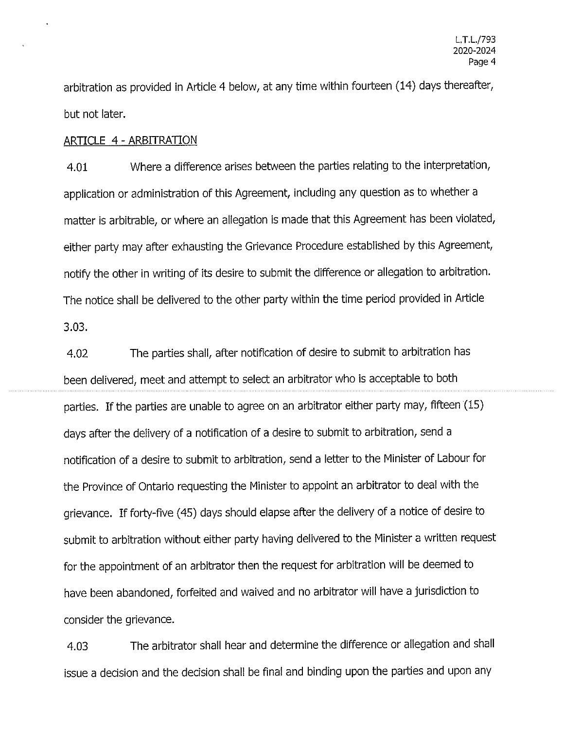arbitration as provided in Article 4 below, at any time within fourteen (14) days thereafter, but not later.

## ARTICLE 4 - ARBITRATION

4.01 Where a difference arises between the parties relating to the interpretation, application or administration of this Agreement, including any question as to whether a matter is arbitrable, or where an allegation is made that this Agreement has been violated, either party may after exhausting the Grievance Procedure established by this Agreement, notify the other in writing of its desire to submit the difference or allegation to arbitration. The notice shall be delivered to the other party within the time period provided in Article 3.03.

4.02 The parties shall, after notification of desire to submit to arbitration has been delivered, meet and attempt to select an arbitrator who is acceptable to both parties. If the parties are unable to agree on an arbitrator either party may, fifteen (15) days after the delivery of a notification of a desire to submit to arbitration, send a notification of a desire to submit to arbitration, send a letter to the Minister of Labour for the Province of Ontario requesting the Minister to appoint an arbitrator to deal with the grievance. If forty-five (45) days should elapse after the delivery of a notice of desire to submit to arbitration without either party having delivered to the Minister a written request for the appointment of an arbitrator then the request for arbitration will be deemed to have been abandoned, forfeited and waived and no arbitrator will have a jurisdiction to consider the grievance.

4.03 The arbitrator shall hear and determine the difference or allegation and shall issue a decision and the decision shall be final and binding upon the parties and upon any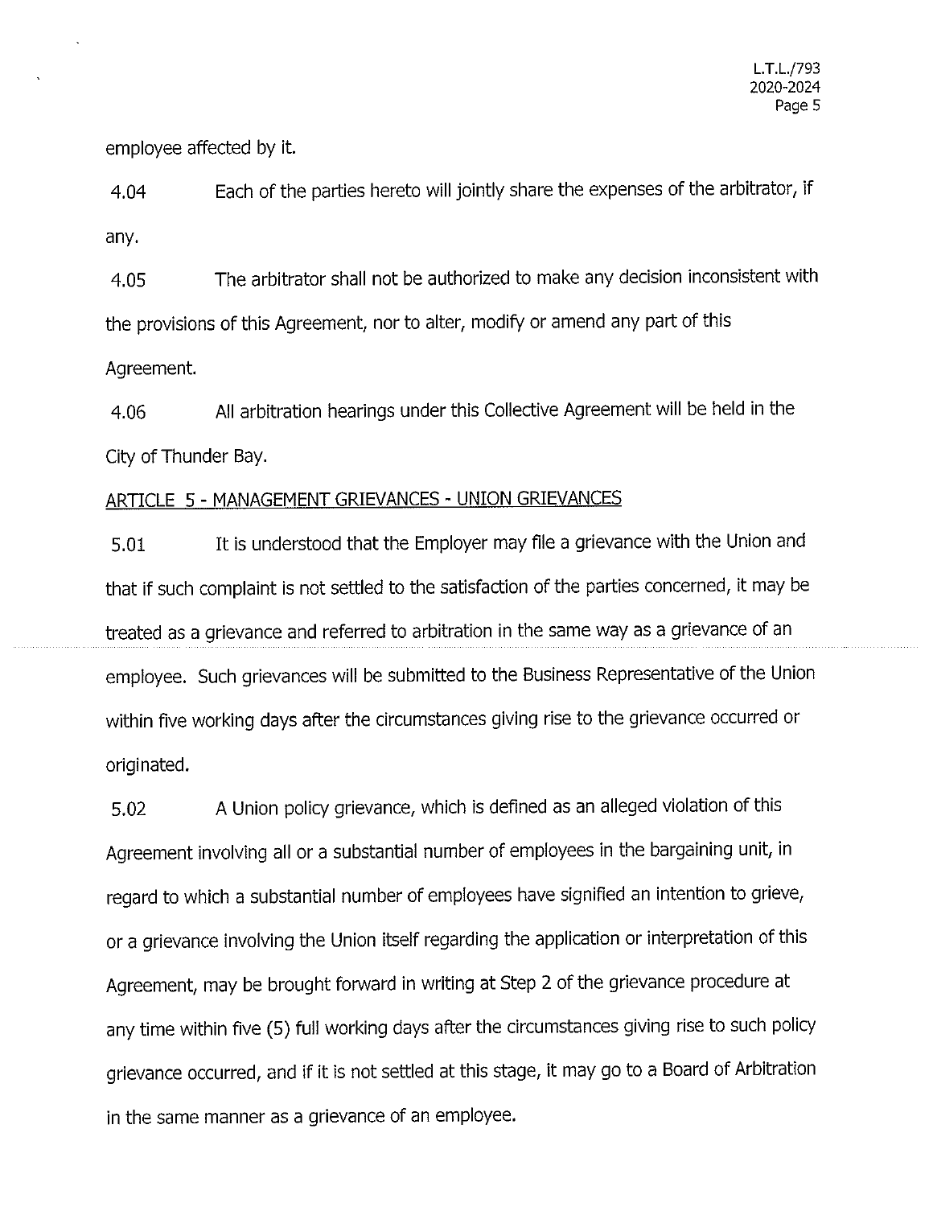employee affected by it.

4.04 Each of the parties hereto will jointly share the expenses of the arbitrator, if any.

4.05 The arbitrator shall not be authorized to make any decision inconsistent with the provisions of this Agreement, nor to alter, modify or amend any part of this Agreement.

4.06 All arbitration hearings under this Collective Agreement will be held in the City of Thunder Bay.

## ARTICLE 5 - MANAGEMENT GRIEVANCES - UNION GRIEVANCES

5.01 It is understood that the Employer may file a grievance with the Union and that if such complaint is not settled to the satisfaction of the parties concerned, it may be treated as a grievance and referred to arbitration in the same way as a grievance of an employee. Such grievances will be submitted to the Business Representative of the Union within five working days after the circumstances giving rise to the grievance occurred or originated.

5.02 A Union policy grievance, which is defined as an alleged violation of this Agreement involving all or a substantial number of employees in the bargaining unit, in regard to which a substantial number of employees have signified an intention to grieve, or a grievance involving the Union itself regarding the application or interpretation of this Agreement, may be brought forward in writing at Step 2 of the grievance procedure at any time within five (5) full working days after the circumstances giving rise to such policy grievance occurred, and if it is not settled at this stage, it may go to a Board of Arbitration in the same manner as a grievance of an employee.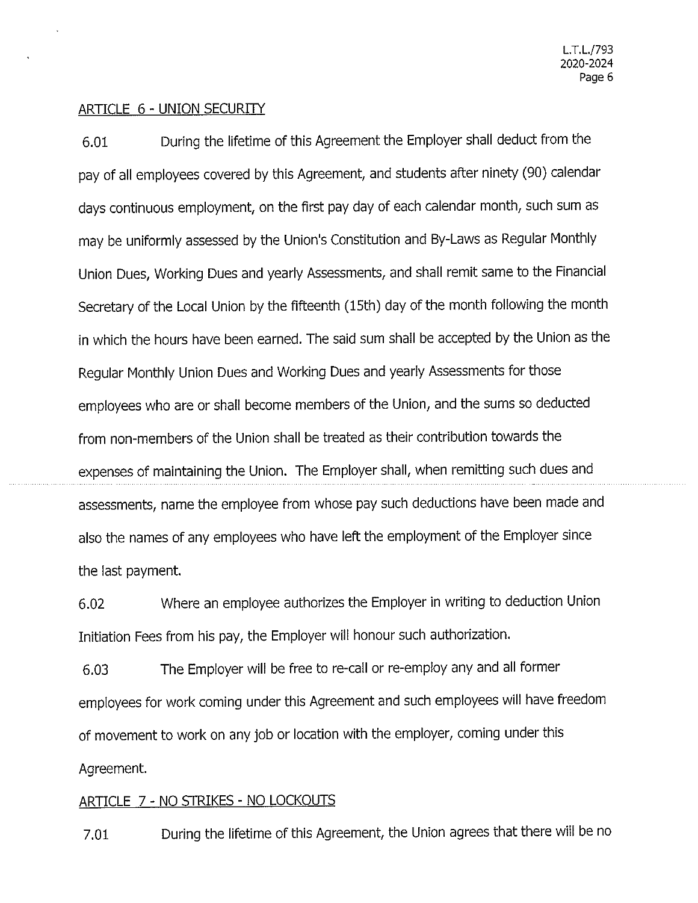## ARTICLE 6 - UNION SECURITY

6.01 During the lifetime of this Agreement the Employer shall deduct from the pay of all employees covered by this Agreement, and students after ninety (90) calendar days continuous employment, on the first pay day of each calendar month, such sum as may be uniformly assessed by the Union's Constitution and By-Laws as Regular Monthly Union Dues, Working Dues and yearly Assessments, and shall remit same to the Financial Secretary of the Local Union by the fifteenth (15th) day of the month following the month in which the hours have been earned. The said sum shall be accepted by the Union as the Regular Monthly Union Dues and Working Dues and yearly Assessments for those employees who are or shall become members of the Union, and the sums so deducted from non-members of the Union shall be treated as their contribution towards the expenses of maintaining the Union. The Employer shall, when remitting such dues and assessments, name the employee from whose pay such deductions have been made and also the names of any employees who have left the employment of the Employer since the last payment.

6.02 Where an employee authorizes the Employer in writing to deduction Union Initiation Fees from his pay, the Employer will honour such authorization.

6.03 The Employer will be free to re-call or re-employ any and all former employees for work coming under this Agreement and such employees will have freedom of movement to work on any job or location with the employer, coming under this Agreement.

## ARTICLE 7 - NO STRIKES - NO LOCKOUTS

7.01 During the lifetime of this Agreement, the Union agrees that there will be no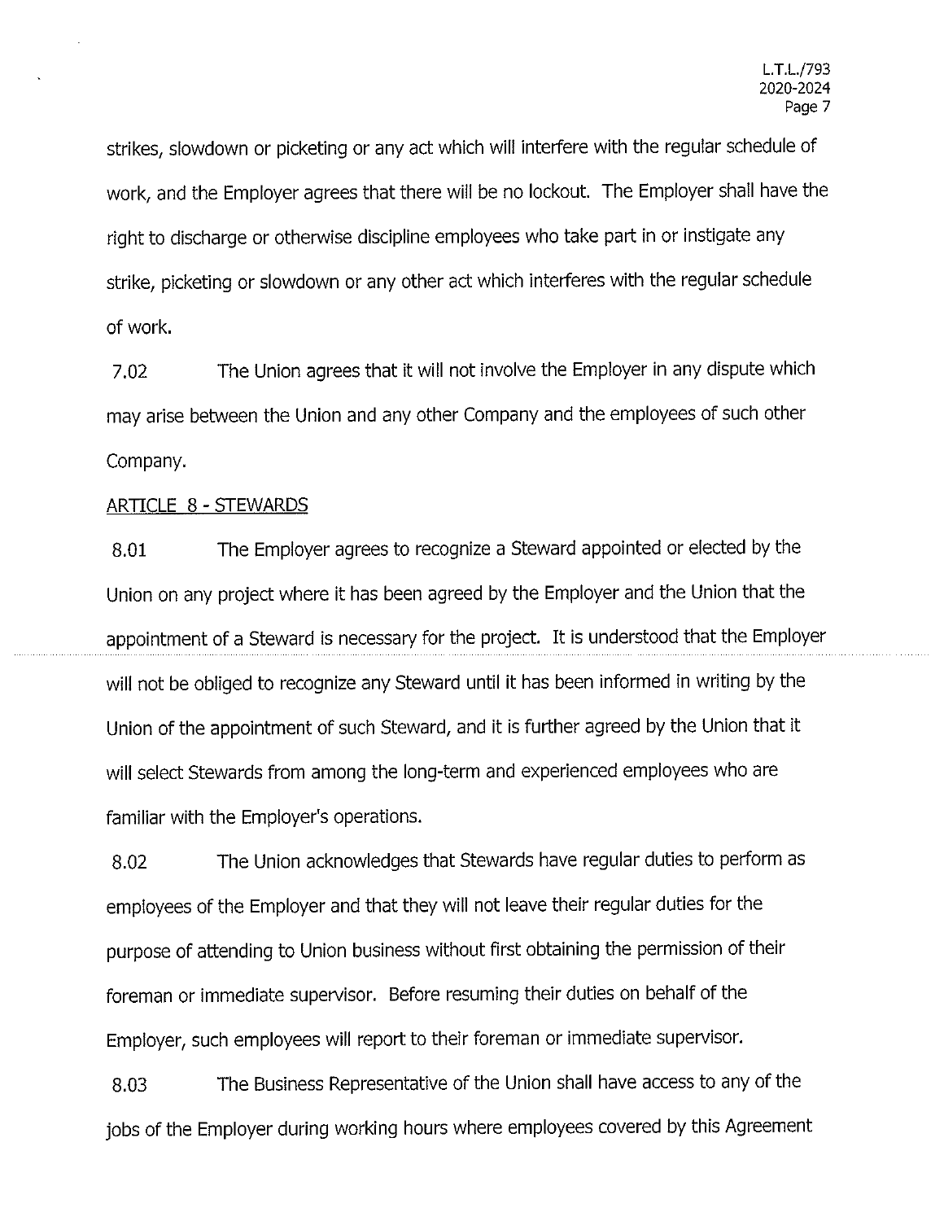strikes, slowdown or picketing or any act which will interfere with the regular schedule of work, and the Employer agrees that there will be no lockout. The Employer shall have the right to discharge or otherwise discipline employees who take part in or instigate any strike, picketing or slowdown or any other act which interferes with the regular schedule of work.

7.02 The Union agrees that it will not involve the Employer in any dispute which may arise between the Union and any other Company and the employees of such other Company.

## ARTICLE 8 - STEWARDS

8.01 The Employer agrees to recognize a Steward appointed or elected by the Union on any project where it has been agreed by the Employer and the Union that the appointment of a Steward is necessary for the project. It is understood that the Employer will not be obliged to recognize any Steward until it has been informed in writing by the Union of the appointment of such Steward, and it is further agreed by the Union that it will select Stewards from among the long-term and experienced employees who are familiar with the Employer's operations.

8.02 The Union acknowledges that Stewards have regular duties to perform as employees of the Employer and that they will not leave their regular duties for the purpose of attending to Union business without first obtaining the permission of their foreman or immediate supervisor. Before resuming their duties on behalf of the Employer, such employees will report to their foreman or immediate supervisor.

8.03 The Business Representative of the Union shall have access to any of the jobs of the Employer during working hours where employees covered by this Agreement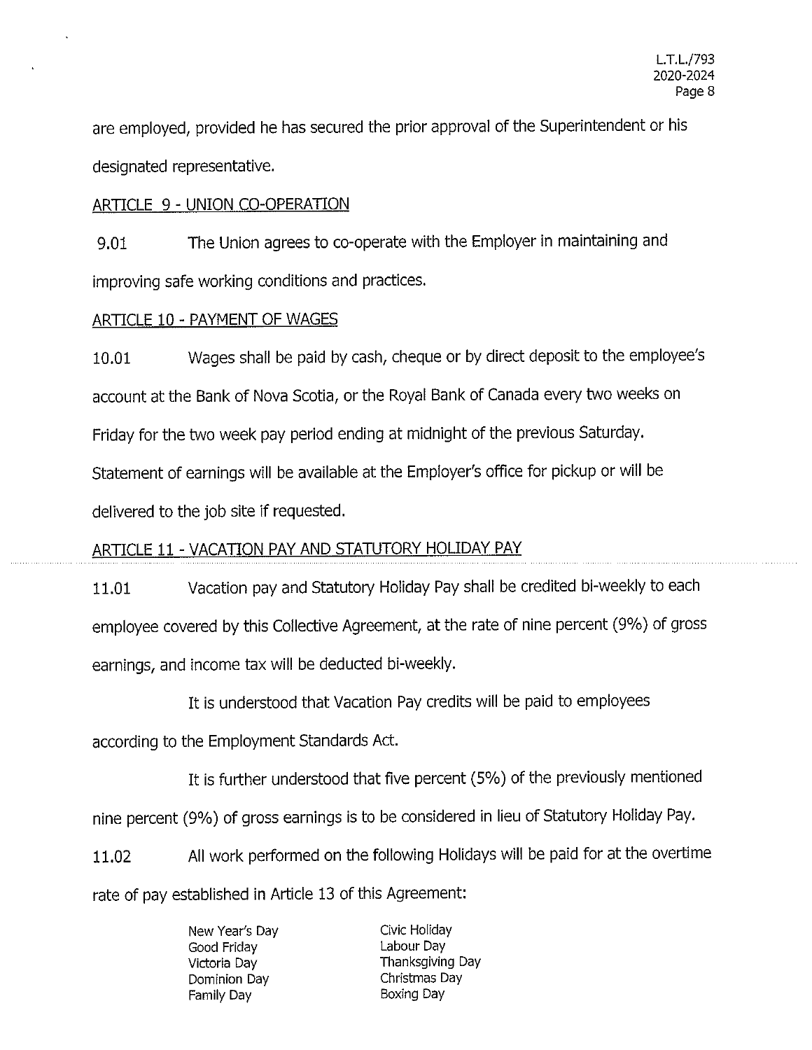are employed, provided he has secured the prior approval of the Superintendent or his designated representative.

## ARTICLE 9 - UNION CO-OPERATION

9.01 The Union agrees to co-operate with the Employer in maintaining and improving safe working conditions and practices.

## ARTICLE 10 - PAYMENT OF WAGES

10.01 Wages shall be paid by cash, cheque or by direct deposit to the employee's account at the Bank of Nova Scotia, or the Royal Bank of Canada every two weeks on Friday for the two week pay period ending at midnight of the previous Saturday. Statement of earnings will be available at the Employer's office for pickup or will be delivered to the job site if requested.

## ARTICLE 11 - VACATION PAY AND STATUTORY HOLIDAY PAY

11.01 Vacation pay and Statutory Holiday Pay shall be credited bi-weekly to each employee covered by this Collective Agreement, at the rate of nine percent (9%) of gross earnings, and income tax will be deducted bi-weekly.

It is understood that Vacation Pay credits will be paid to employees according to the Employment Standards Act.

It is further understood that five percent (5%) of the previously mentioned nine percent (9%) of gross earnings is to be considered in lieu of Statutory Holiday Pay.

11.02 All work performed on the following Holidays will be paid for at the overtime rate of pay established in Article 13 of this Agreement:

| | |
|---|---|
| New Year's Day | Civic Holiday |
| Good Friday | Labour Day |
| Victoria Day | Thanksgiving Day |
| Dominion Day | Christmas Day |
| Family Day | Boxing Day |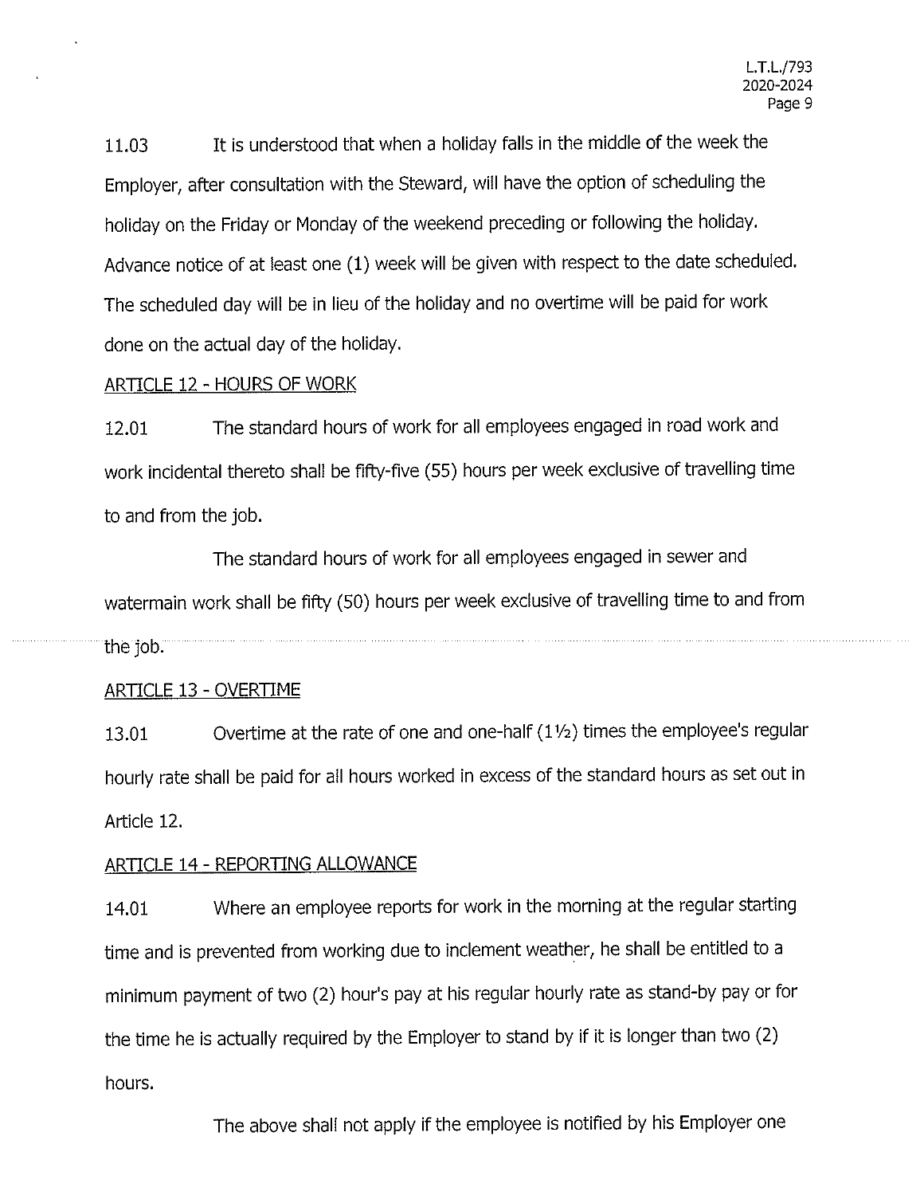11.03 It is understood that when a holiday falls in the middle of the week the Employer, after consultation with the Steward, will have the option of scheduling the holiday on the Friday or Monday of the weekend preceding or following the holiday. Advance notice of at least one (1) week will be given with respect to the date scheduled. The scheduled day will be in lieu of the holiday and no overtime will be paid for work done on the actual day of the holiday.

## ARTICLE 12 - HOURS OF WORK

12.01 The standard hours of work for all employees engaged in road work and work incidental thereto shall be fifty-five (55) hours per week exclusive of travelling time to and from the job.

The standard hours of work for all employees engaged in sewer and watermain work shall be fifty (50) hours per week exclusive of travelling time to and from the job.

## ARTICLE 13 - OVERTIME

13.01 Overtime at the rate of one and one-half (1½) times the employee's regular hourly rate shall be paid for all hours worked in excess of the standard hours as set out in Article 12.

## ARTICLE 14 - REPORTING ALLOWANCE

14.01 Where an employee reports for work in the morning at the regular starting time and is prevented from working due to inclement weather, he shall be entitled to a minimum payment of two (2) hour's pay at his regular hourly rate as stand-by pay or for the time he is actually required by the Employer to stand by if it is longer than two (2) hours.

The above shall not apply if the employee is notified by his Employer one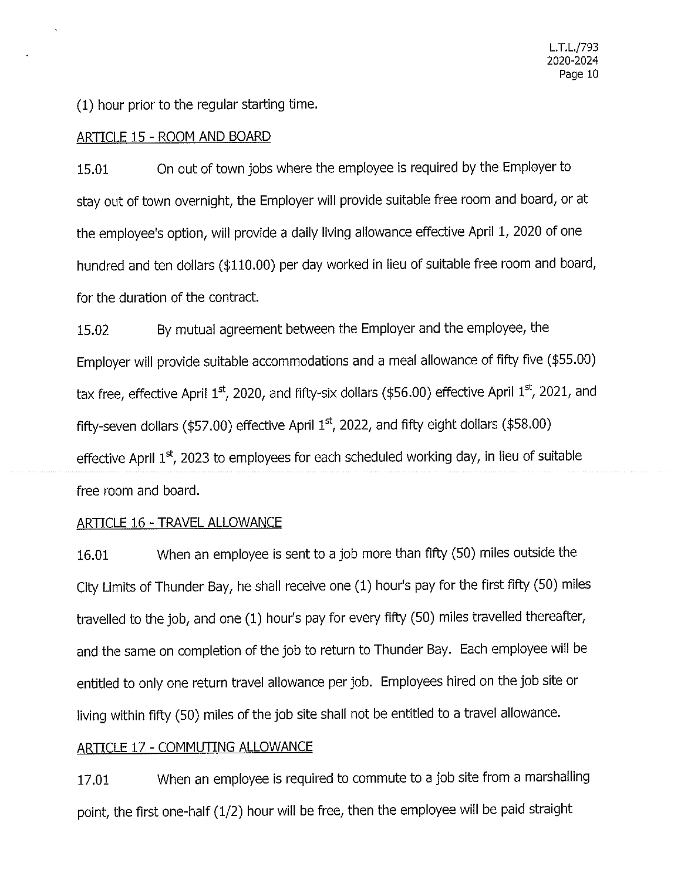(1) hour prior to the regular starting time.

## ARTICLE 15 - ROOM AND BOARD

15.01 On out of town jobs where the employee is required by the Employer to stay out of town overnight, the Employer will provide suitable free room and board, or at the employee's option, will provide a daily living allowance effective April 1, 2020 of one hundred and ten dollars ($110.00) per day worked in lieu of suitable free room and board, for the duration of the contract.

15.02 By mutual agreement between the Employer and the employee, the Employer will provide suitable accommodations and a meal allowance of fifty five ($55.00) tax free, effective April 1st, 2020, and fifty-six dollars ($56.00) effective April 1st, 2021, and fifty-seven dollars ($57.00) effective April 1st, 2022, and fifty eight dollars ($58.00) effective April 1st, 2023 to employees for each scheduled working day, in lieu of suitable free room and board.

## ARTICLE 16 - TRAVEL ALLOWANCE

16.01 When an employee is sent to a job more than fifty (50) miles outside the City Limits of Thunder Bay, he shall receive one (1) hour's pay for the first fifty (50) miles travelled to the job, and one (1) hour's pay for every fifty (50) miles travelled thereafter, and the same on completion of the job to return to Thunder Bay. Each employee will be entitled to only one return travel allowance per job. Employees hired on the job site or living within fifty (50) miles of the job site shall not be entitled to a travel allowance.

## ARTICLE 17 - COMMUTING ALLOWANCE

17.01 When an employee is required to commute to a job site from a marshalling point, the first one-half (1/2) hour will be free, then the employee will be paid straight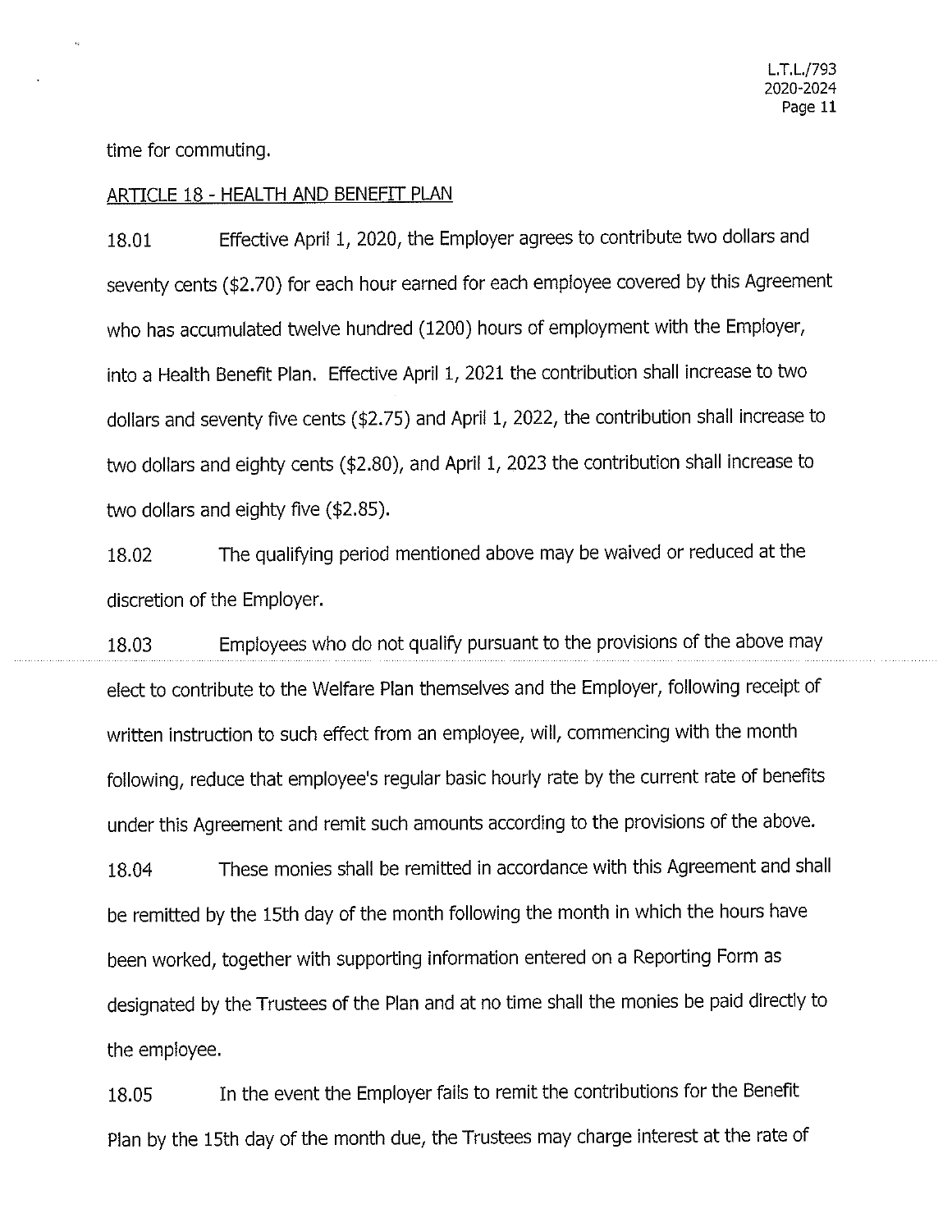time for commuting.

ARTICLE 18 - HEALTH AND BENEFIT PLAN

18.01 Effective April 1, 2020, the Employer agrees to contribute two dollars and seventy cents ($2.70) for each hour earned for each employee covered by this Agreement who has accumulated twelve hundred (1200) hours of employment with the Employer, into a Health Benefit Plan. Effective April 1, 2021 the contribution shall increase to two dollars and seventy five cents ($2.75) and April 1, 2022, the contribution shall increase to two dollars and eighty cents ($2.80), and April 1, 2023 the contribution shall increase to two dollars and eighty five ($2.85).

18.02 The qualifying period mentioned above may be waived or reduced at the discretion of the Employer.

18.03 Employees who do not qualify pursuant to the provisions of the above may elect to contribute to the Welfare Plan themselves and the Employer, following receipt of written instruction to such effect from an employee, will, commencing with the month following, reduce that employee's regular basic hourly rate by the current rate of benefits under this Agreement and remit such amounts according to the provisions of the above.

18.04 These monies shall be remitted in accordance with this Agreement and shall be remitted by the 15th day of the month following the month in which the hours have been worked, together with supporting information entered on a Reporting Form as designated by the Trustees of the Plan and at no time shall the monies be paid directly to the employee.

18.05 In the event the Employer fails to remit the contributions for the Benefit Plan by the 15th day of the month due, the Trustees may charge interest at the rate of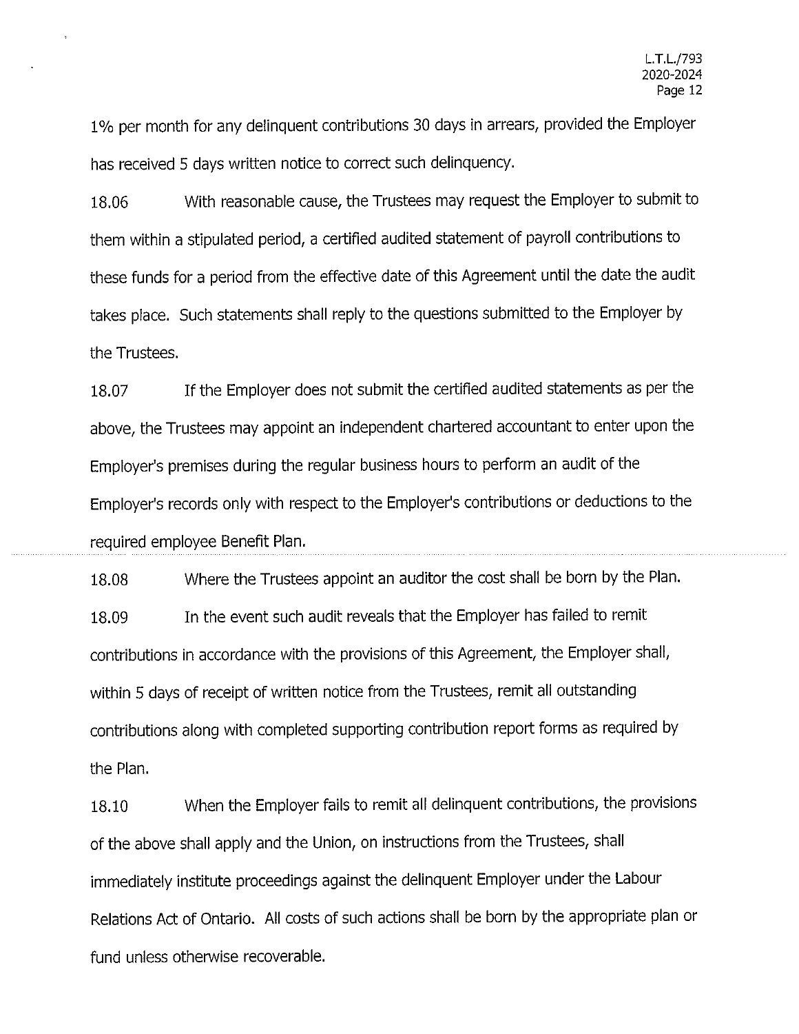1% per month for any delinquent contributions 30 days in arrears, provided the Employer has received 5 days written notice to correct such delinquency.

18.06 With reasonable cause, the Trustees may request the Employer to submit to them within a stipulated period, a certified audited statement of payroll contributions to these funds for a period from the effective date of this Agreement until the date the audit takes place. Such statements shall reply to the questions submitted to the Employer by the Trustees.

18.07 If the Employer does not submit the certified audited statements as per the above, the Trustees may appoint an independent chartered accountant to enter upon the Employer's premises during the regular business hours to perform an audit of the Employer's records only with respect to the Employer's contributions or deductions to the required employee Benefit Plan.

18.08 Where the Trustees appoint an auditor the cost shall be born by the Plan.

18.09 In the event such audit reveals that the Employer has failed to remit contributions in accordance with the provisions of this Agreement, the Employer shall, within 5 days of receipt of written notice from the Trustees, remit all outstanding contributions along with completed supporting contribution report forms as required by the Plan.

18.10 When the Employer fails to remit all delinquent contributions, the provisions of the above shall apply and the Union, on instructions from the Trustees, shall immediately institute proceedings against the delinquent Employer under the Labour Relations Act of Ontario. All costs of such actions shall be born by the appropriate plan or fund unless otherwise recoverable.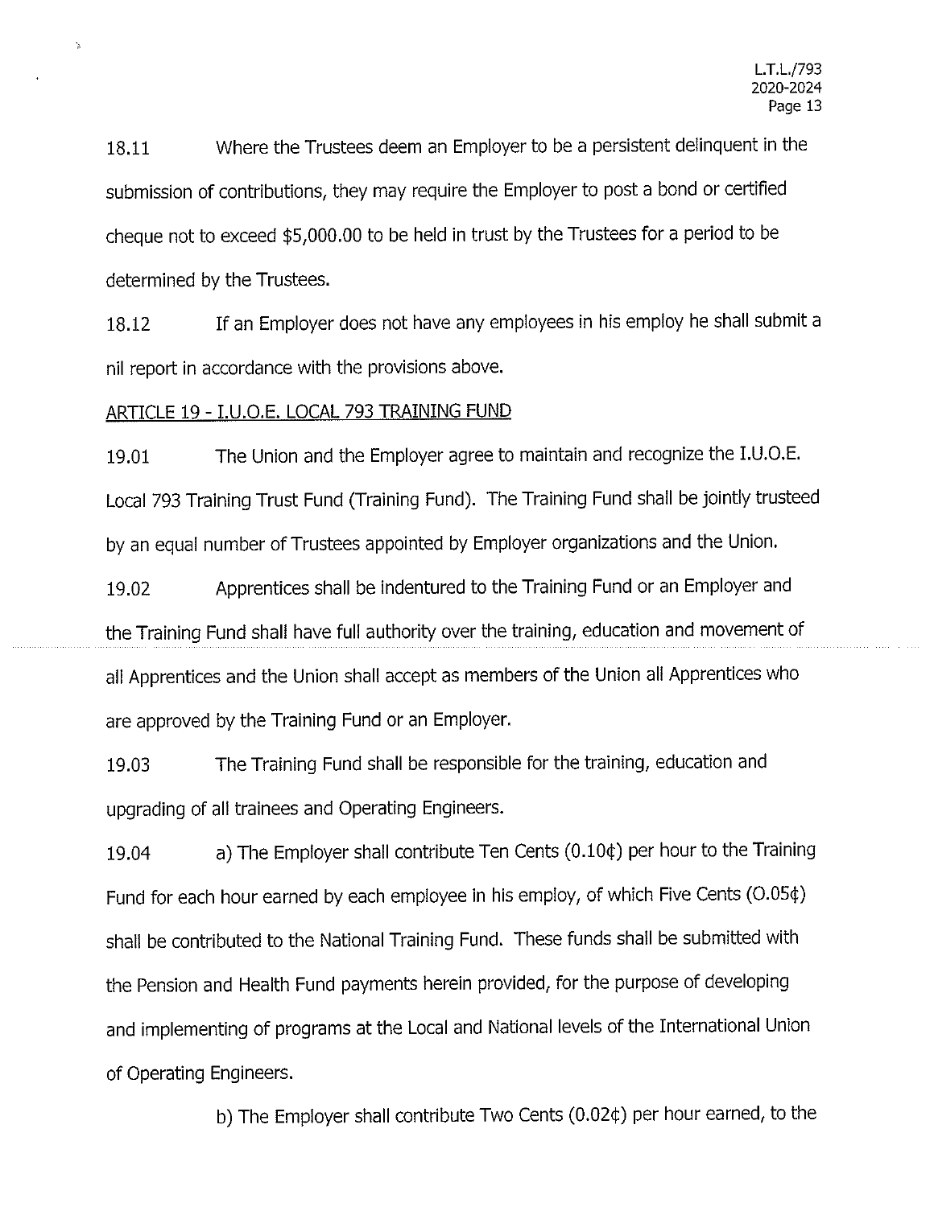18.11 Where the Trustees deem an Employer to be a persistent delinquent in the submission of contributions, they may require the Employer to post a bond or certified cheque not to exceed $5,000.00 to be held in trust by the Trustees for a period to be determined by the Trustees.

18.12 If an Employer does not have any employees in his employ he shall submit a nil report in accordance with the provisions above.

## ARTICLE 19 - I.U.O.E. LOCAL 793 TRAINING FUND

19.01 The Union and the Employer agree to maintain and recognize the I.U.O.E. Local 793 Training Trust Fund (Training Fund). The Training Fund shall be jointly trusteed by an equal number of Trustees appointed by Employer organizations and the Union.

19.02 Apprentices shall be indentured to the Training Fund or an Employer and the Training Fund shall have full authority over the training, education and movement of all Apprentices and the Union shall accept as members of the Union all Apprentices who are approved by the Training Fund or an Employer.

19.03 The Training Fund shall be responsible for the training, education and upgrading of all trainees and Operating Engineers.

19.04 a) The Employer shall contribute Ten Cents (0.10¢) per hour to the Training Fund for each hour earned by each employee in his employ, of which Five Cents (0.05¢) shall be contributed to the National Training Fund. These funds shall be submitted with the Pension and Health Fund payments herein provided, for the purpose of developing and implementing of programs at the Local and National levels of the International Union of Operating Engineers.

b) The Employer shall contribute Two Cents (0.02¢) per hour earned, to the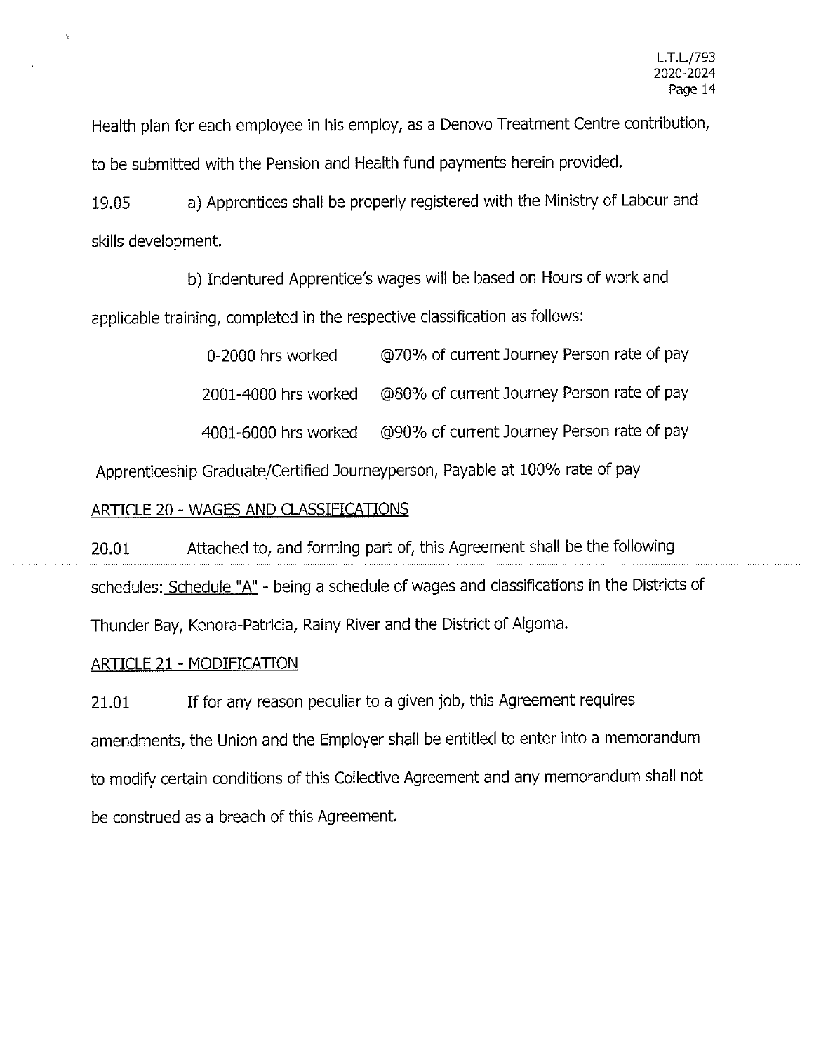Health plan for each employee in his employ, as a Denovo Treatment Centre contribution, to be submitted with the Pension and Health fund payments herein provided.

19.05 a) Apprentices shall be properly registered with the Ministry of Labour and skills development.

b) Indentured Apprentice's wages will be based on Hours of work and applicable training, completed in the respective classification as follows:

| | |
|---|---|
| 0-2000 hrs worked | @70% of current Journey Person rate of pay |
| 2001-4000 hrs worked | @80% of current Journey Person rate of pay |
| 4001-6000 hrs worked | @90% of current Journey Person rate of pay |

Apprenticeship Graduate/Certified Journeyperson, Payable at 100% rate of pay

## ARTICLE 20 - WAGES AND CLASSIFICATIONS

20.01 Attached to, and forming part of, this Agreement shall be the following schedules: Schedule "A" - being a schedule of wages and classifications in the Districts of Thunder Bay, Kenora-Patricia, Rainy River and the District of Algoma.

## ARTICLE 21 - MODIFICATION

21.01 If for any reason peculiar to a given job, this Agreement requires amendments, the Union and the Employer shall be entitled to enter into a memorandum to modify certain conditions of this Collective Agreement and any memorandum shall not be construed as a breach of this Agreement.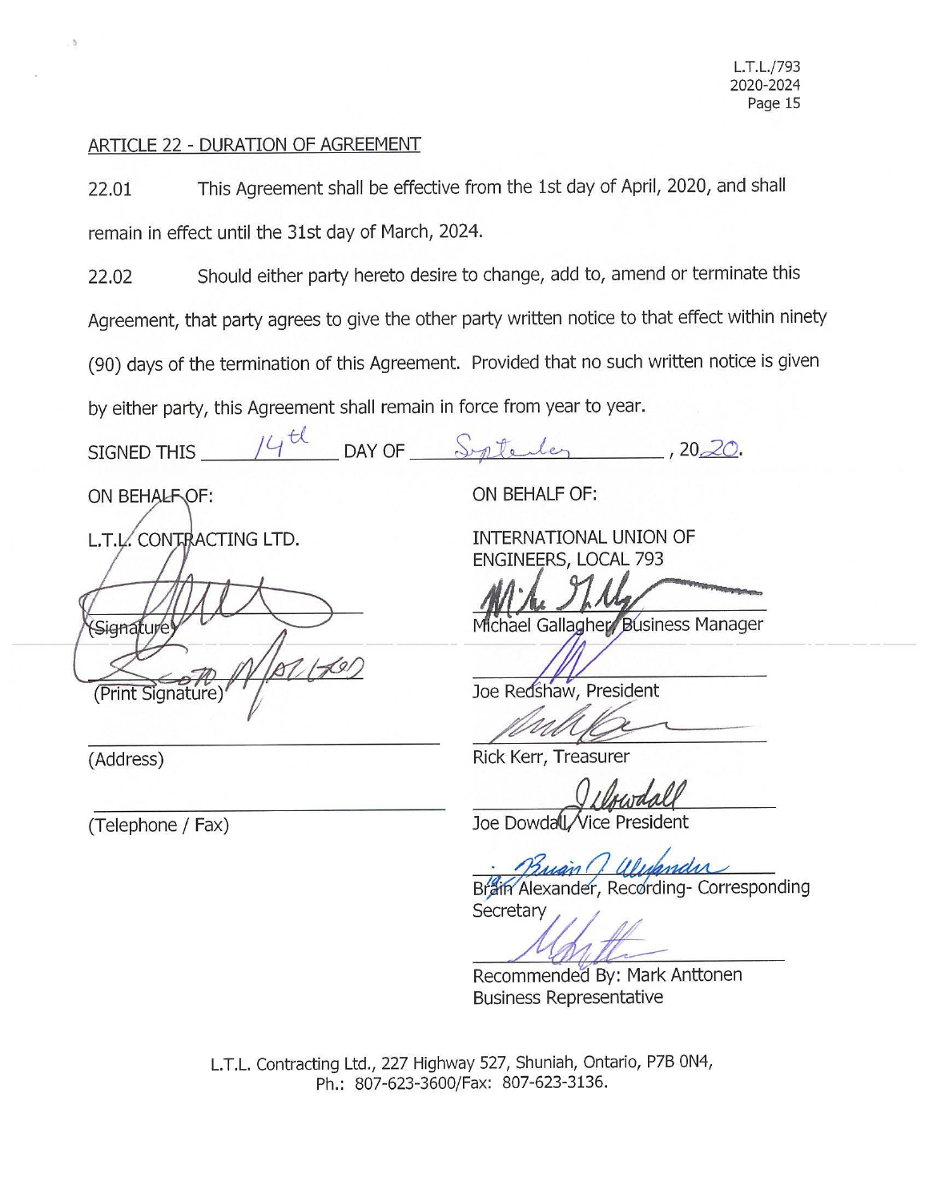## ARTICLE 22 - DURATION OF AGREEMENT

22.01 This Agreement shall be effective from the 1st day of April, 2020, and shall remain in effect until the 31st day of March, 2024.

22.02 Should either party hereto desire to change, add to, amend or terminate this Agreement, that party agrees to give the other party written notice to that effect within ninety (90) days of the termination of this Agreement. Provided that no such written notice is given by either party, this Agreement shall remain in force from year to year.

SIGNED THIS 14th DAY OF September, 2020.

| ON BEHALF OF: | ON BEHALF OF: |
|---|---|
| L.T.L. CONTRACTING LTD. | INTERNATIONAL UNION OF ENGINEERS, LOCAL 793 |
| (Signature) | Michael Gallagher, Business Manager |
| (Print Signature) | Joe Redshaw, President |
| (Address) | Rick Kerr, Treasurer |
| (Telephone / Fax) | Joe Dowdall, Vice President |
| | Brain Alexander, Recording- Corresponding Secretary |
| | Recommended By: Mark Anttonen Business Representative |

L.T.L. Contracting Ltd., 227 Highway 527, Shuniah, Ontario, P7B 0N4,
Ph.: 807-623-3600/Fax: 807-623-3136.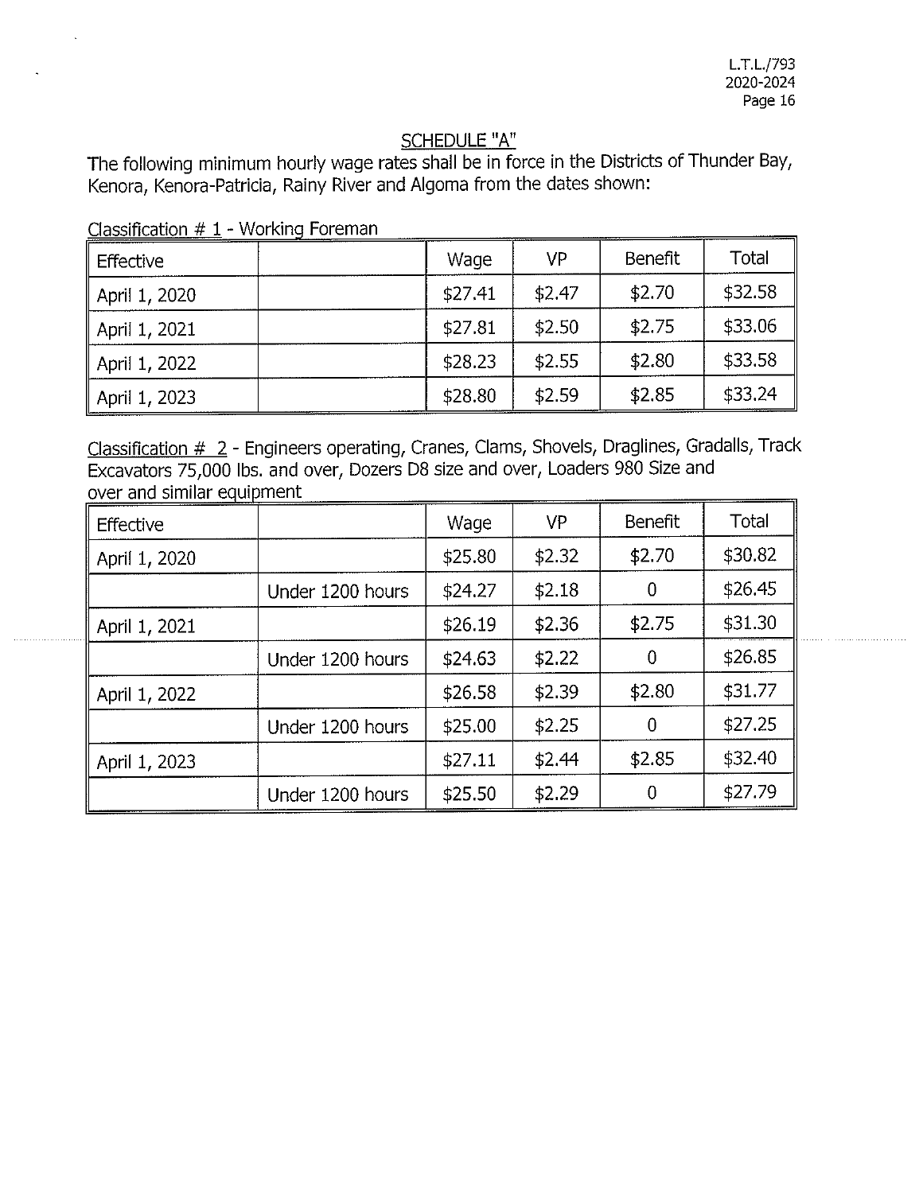## SCHEDULE "A"

The following minimum hourly wage rates shall be in force in the Districts of Thunder Bay, Kenora, Kenora-Patricia, Rainy River and Algoma from the dates shown:

Classification # 1 - Working Foreman

| Effective | | Wage | VP | Benefit | Total |
|---|---|---|---|---|---|
| April 1, 2020 | | $27.41 | $2.47 | $2.70 | $32.58 |
| April 1, 2021 | | $27.81 | $2.50 | $2.75 | $33.06 |
| April 1, 2022 | | $28.23 | $2.55 | $2.80 | $33.58 |
| April 1, 2023 | | $28.80 | $2.59 | $2.85 | $33.24 |

Classification # 2 - Engineers operating, Cranes, Clams, Shovels, Draglines, Gradalls, Track Excavators 75,000 lbs. and over, Dozers D8 size and over, Loaders 980 Size and over and similar equipment

| Effective | | Wage | VP | Benefit | Total |
|---|---|---|---|---|---|
| April 1, 2020 | | $25.80 | $2.32 | $2.70 | $30.82 |
| | Under 1200 hours | $24.27 | $2.18 | 0 | $26.45 |
| April 1, 2021 | | $26.19 | $2.36 | $2.75 | $31.30 |
| | Under 1200 hours | $24.63 | $2.22 | 0 | $26.85 |
| April 1, 2022 | | $26.58 | $2.39 | $2.80 | $31.77 |
| | Under 1200 hours | $25.00 | $2.25 | 0 | $27.25 |
| April 1, 2023 | | $27.11 | $2.44 | $2.85 | $32.40 |
| | Under 1200 hours | $25.50 | $2.29 | 0 | $27.79 |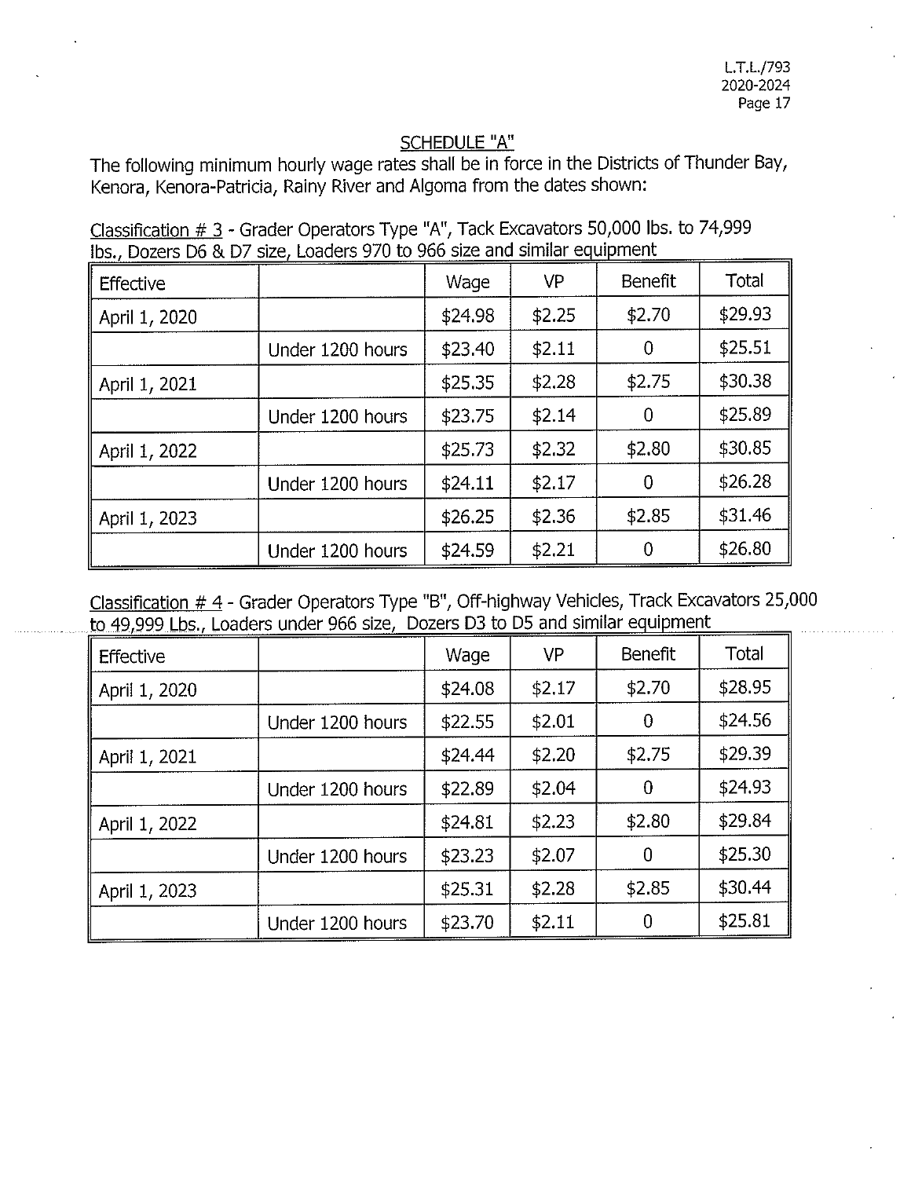## SCHEDULE "A"

The following minimum hourly wage rates shall be in force in the Districts of Thunder Bay, Kenora, Kenora-Patricia, Rainy River and Algoma from the dates shown:

Classification # 3 - Grader Operators Type "A", Tack Excavators 50,000 lbs. to 74,999 lbs., Dozers D6 & D7 size, Loaders 970 to 966 size and similar equipment

| Effective | | Wage | VP | Benefit | Total |
|---|---|---|---|---|---|
| April 1, 2020 | | $24.98 | $2.25 | $2.70 | $29.93 |
| | Under 1200 hours | $23.40 | $2.11 | 0 | $25.51 |
| April 1, 2021 | | $25.35 | $2.28 | $2.75 | $30.38 |
| | Under 1200 hours | $23.75 | $2.14 | 0 | $25.89 |
| April 1, 2022 | | $25.73 | $2.32 | $2.80 | $30.85 |
| | Under 1200 hours | $24.11 | $2.17 | 0 | $26.28 |
| April 1, 2023 | | $26.25 | $2.36 | $2.85 | $31.46 |
| | Under 1200 hours | $24.59 | $2.21 | 0 | $26.80 |

Classification # 4 - Grader Operators Type "B", Off-highway Vehicles, Track Excavators 25,000 to 49,999 Lbs., Loaders under 966 size, Dozers D3 to D5 and similar equipment

| Effective | | Wage | VP | Benefit | Total |
|---|---|---|---|---|---|
| April 1, 2020 | | $24.08 | $2.17 | $2.70 | $28.95 |
| | Under 1200 hours | $22.55 | $2.01 | 0 | $24.56 |
| April 1, 2021 | | $24.44 | $2.20 | $2.75 | $29.39 |
| | Under 1200 hours | $22.89 | $2.04 | 0 | $24.93 |
| April 1, 2022 | | $24.81 | $2.23 | $2.80 | $29.84 |
| | Under 1200 hours | $23.23 | $2.07 | 0 | $25.30 |
| April 1, 2023 | | $25.31 | $2.28 | $2.85 | $30.44 |
| | Under 1200 hours | $23.70 | $2.11 | 0 | $25.81 |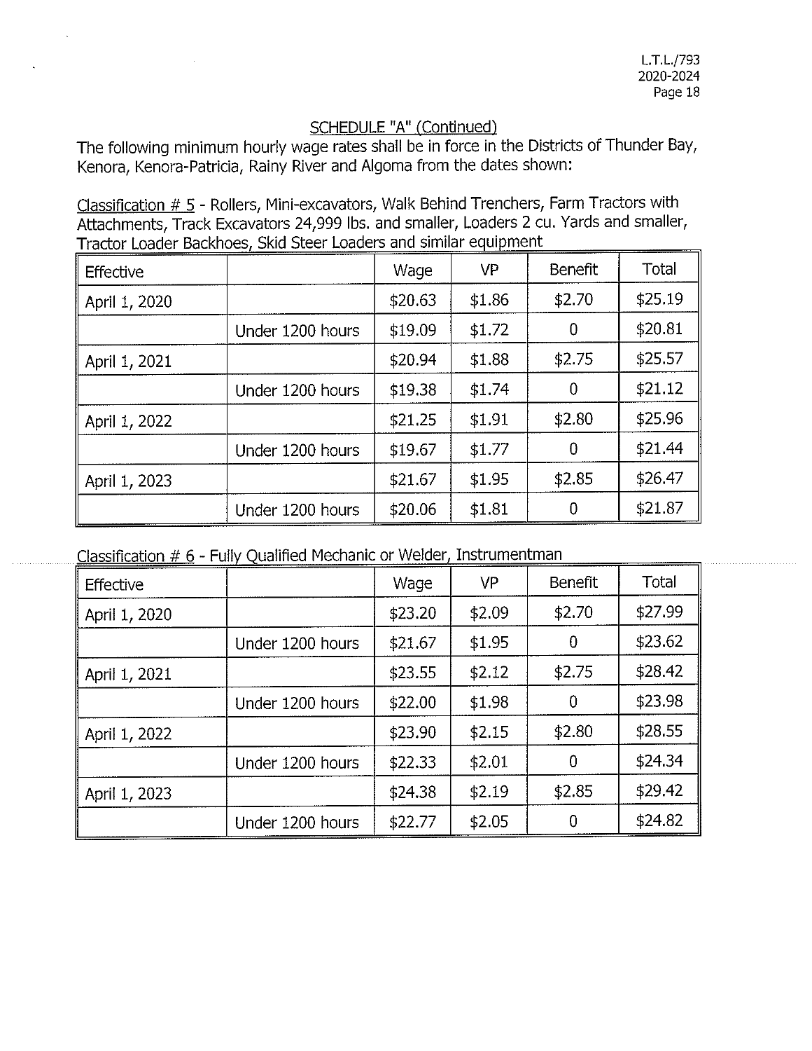## SCHEDULE "A" (Continued)

The following minimum hourly wage rates shall be in force in the Districts of Thunder Bay, Kenora, Kenora-Patricia, Rainy River and Algoma from the dates shown:

Classification # 5 - Rollers, Mini-excavators, Walk Behind Trenchers, Farm Tractors with Attachments, Track Excavators 24,999 lbs. and smaller, Loaders 2 cu. Yards and smaller, Tractor Loader Backhoes, Skid Steer Loaders and similar equipment

| Effective | | Wage | VP | Benefit | Total |
|---|---|---|---|---|---|
| April 1, 2020 | | $20.63 | $1.86 | $2.70 | $25.19 |
| | Under 1200 hours | $19.09 | $1.72 | 0 | $20.81 |
| April 1, 2021 | | $20.94 | $1.88 | $2.75 | $25.57 |
| | Under 1200 hours | $19.38 | $1.74 | 0 | $21.12 |
| April 1, 2022 | | $21.25 | $1.91 | $2.80 | $25.96 |
| | Under 1200 hours | $19.67 | $1.77 | 0 | $21.44 |
| April 1, 2023 | | $21.67 | $1.95 | $2.85 | $26.47 |
| | Under 1200 hours | $20.06 | $1.81 | 0 | $21.87 |

Classification # 6 - Fully Qualified Mechanic or Welder, Instrumentman

| Effective | | Wage | VP | Benefit | Total |
|---|---|---|---|---|---|
| April 1, 2020 | | $23.20 | $2.09 | $2.70 | $27.99 |
| | Under 1200 hours | $21.67 | $1.95 | 0 | $23.62 |
| April 1, 2021 | | $23.55 | $2.12 | $2.75 | $28.42 |
| | Under 1200 hours | $22.00 | $1.98 | 0 | $23.98 |
| April 1, 2022 | | $23.90 | $2.15 | $2.80 | $28.55 |
| | Under 1200 hours | $22.33 | $2.01 | 0 | $24.34 |
| April 1, 2023 | | $24.38 | $2.19 | $2.85 | $29.42 |
| | Under 1200 hours | $22.77 | $2.05 | 0 | $24.82 |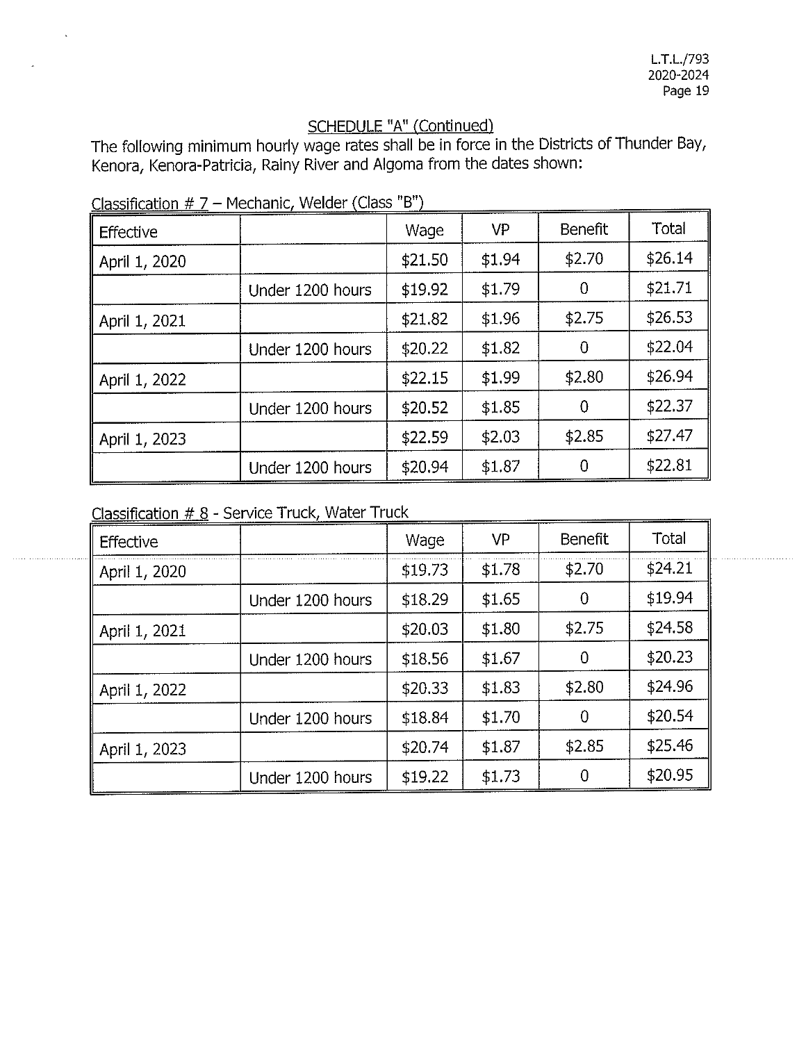## SCHEDULE "A" (Continued)

The following minimum hourly wage rates shall be in force in the Districts of Thunder Bay, Kenora, Kenora-Patricia, Rainy River and Algoma from the dates shown:

Classification # 7 – Mechanic, Welder (Class "B")

| Effective | | Wage | VP | Benefit | Total |
|---|---|---|---|---|---|
| April 1, 2020 | | $21.50 | $1.94 | $2.70 | $26.14 |
| | Under 1200 hours | $19.92 | $1.79 | 0 | $21.71 |
| April 1, 2021 | | $21.82 | $1.96 | $2.75 | $26.53 |
| | Under 1200 hours | $20.22 | $1.82 | 0 | $22.04 |
| April 1, 2022 | | $22.15 | $1.99 | $2.80 | $26.94 |
| | Under 1200 hours | $20.52 | $1.85 | 0 | $22.37 |
| April 1, 2023 | | $22.59 | $2.03 | $2.85 | $27.47 |
| | Under 1200 hours | $20.94 | $1.87 | 0 | $22.81 |

Classification # 8 - Service Truck, Water Truck

| Effective | | Wage | VP | Benefit | Total |
|---|---|---|---|---|---|
| April 1, 2020 | | $19.73 | $1.78 | $2.70 | $24.21 |
| | Under 1200 hours | $18.29 | $1.65 | 0 | $19.94 |
| April 1, 2021 | | $20.03 | $1.80 | $2.75 | $24.58 |
| | Under 1200 hours | $18.56 | $1.67 | 0 | $20.23 |
| April 1, 2022 | | $20.33 | $1.83 | $2.80 | $24.96 |
| | Under 1200 hours | $18.84 | $1.70 | 0 | $20.54 |
| April 1, 2023 | | $20.74 | $1.87 | $2.85 | $25.46 |
| | Under 1200 hours | $19.22 | $1.73 | 0 | $20.95 |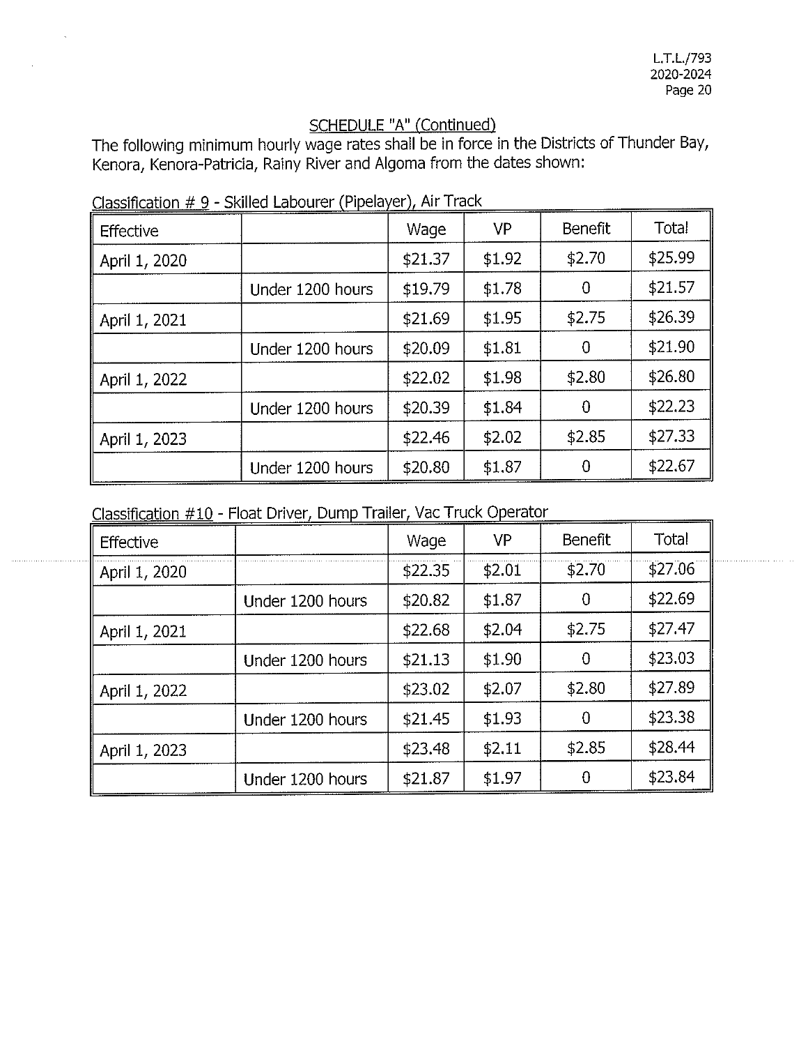## SCHEDULE "A" (Continued)

The following minimum hourly wage rates shall be in force in the Districts of Thunder Bay, Kenora, Kenora-Patricia, Rainy River and Algoma from the dates shown:

Classification # 9 - Skilled Labourer (Pipelayer), Air Track

| Effective | | Wage | VP | Benefit | Total |
|---|---|---|---|---|---|
| April 1, 2020 | | $21.37 | $1.92 | $2.70 | $25.99 |
| | Under 1200 hours | $19.79 | $1.78 | 0 | $21.57 |
| April 1, 2021 | | $21.69 | $1.95 | $2.75 | $26.39 |
| | Under 1200 hours | $20.09 | $1.81 | 0 | $21.90 |
| April 1, 2022 | | $22.02 | $1.98 | $2.80 | $26.80 |
| | Under 1200 hours | $20.39 | $1.84 | 0 | $22.23 |
| April 1, 2023 | | $22.46 | $2.02 | $2.85 | $27.33 |
| | Under 1200 hours | $20.80 | $1.87 | 0 | $22.67 |

Classification #10 - Float Driver, Dump Trailer, Vac Truck Operator

| Effective | | Wage | VP | Benefit | Total |
|---|---|---|---|---|---|
| April 1, 2020 | | $22.35 | $2.01 | $2.70 | $27.06 |
| | Under 1200 hours | $20.82 | $1.87 | 0 | $22.69 |
| April 1, 2021 | | $22.68 | $2.04 | $2.75 | $27.47 |
| | Under 1200 hours | $21.13 | $1.90 | 0 | $23.03 |
| April 1, 2022 | | $23.02 | $2.07 | $2.80 | $27.89 |
| | Under 1200 hours | $21.45 | $1.93 | 0 | $23.38 |
| April 1, 2023 | | $23.48 | $2.11 | $2.85 | $28.44 |
| | Under 1200 hours | $21.87 | $1.97 | 0 | $23.84 |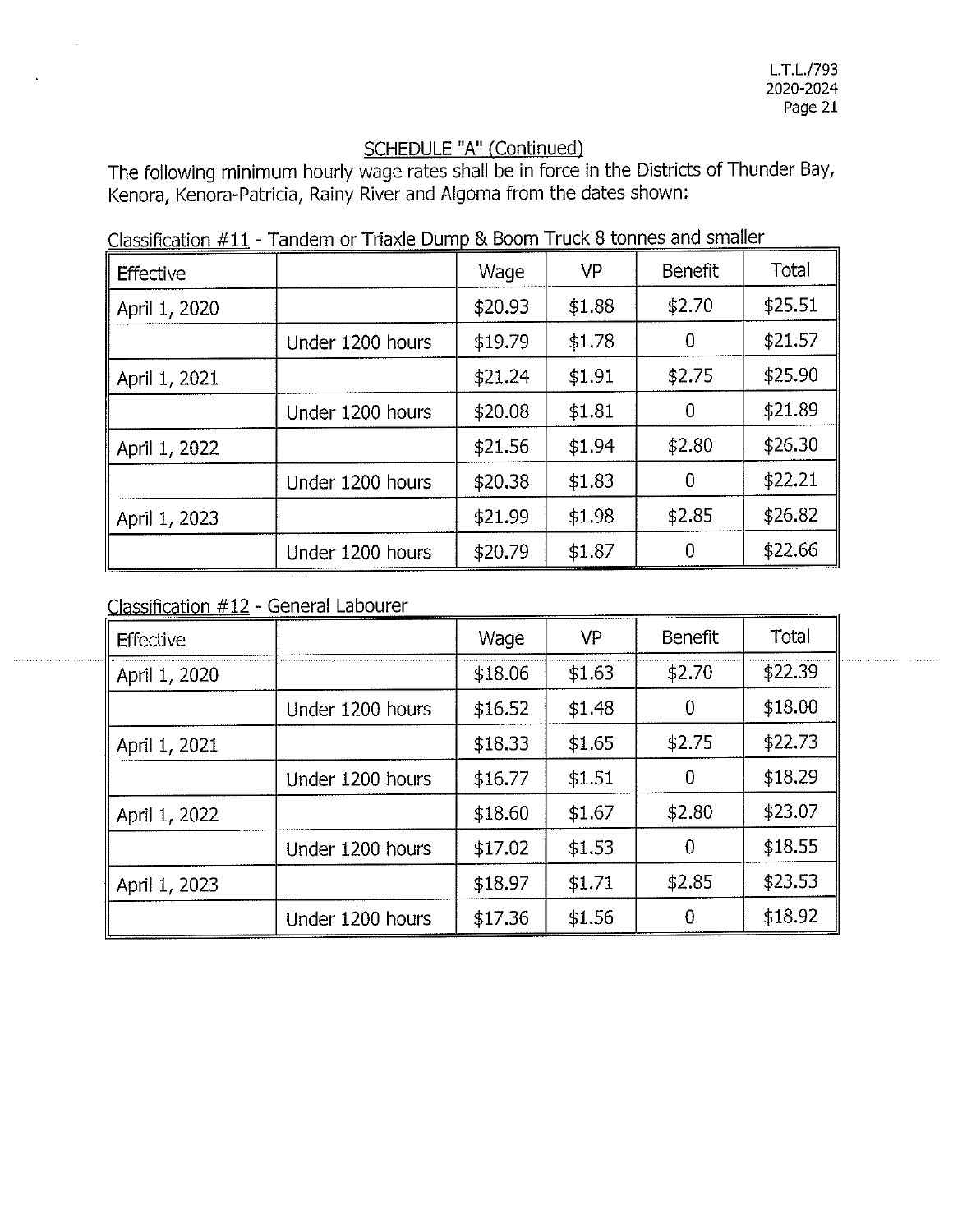## SCHEDULE "A" (Continued)

The following minimum hourly wage rates shall be in force in the Districts of Thunder Bay, Kenora, Kenora-Patricia, Rainy River and Algoma from the dates shown:

Classification #11 - Tandem or Triaxle Dump & Boom Truck 8 tonnes and smaller

| Effective | | Wage | VP | Benefit | Total |
|---|---|---|---|---|---|
| April 1, 2020 | | $20.93 | $1.88 | $2.70 | $25.51 |
| | Under 1200 hours | $19.79 | $1.78 | 0 | $21.57 |
| April 1, 2021 | | $21.24 | $1.91 | $2.75 | $25.90 |
| | Under 1200 hours | $20.08 | $1.81 | 0 | $21.89 |
| April 1, 2022 | | $21.56 | $1.94 | $2.80 | $26.30 |
| | Under 1200 hours | $20.38 | $1.83 | 0 | $22.21 |
| April 1, 2023 | | $21.99 | $1.98 | $2.85 | $26.82 |
| | Under 1200 hours | $20.79 | $1.87 | 0 | $22.66 |

Classification #12 - General Labourer

| Effective | | Wage | VP | Benefit | Total |
|---|---|---|---|---|---|
| April 1, 2020 | | $18.06 | $1.63 | $2.70 | $22.39 |
| | Under 1200 hours | $16.52 | $1.48 | 0 | $18.00 |
| April 1, 2021 | | $18.33 | $1.65 | $2.75 | $22.73 |
| | Under 1200 hours | $16.77 | $1.51 | 0 | $18.29 |
| April 1, 2022 | | $18.60 | $1.67 | $2.80 | $23.07 |
| | Under 1200 hours | $17.02 | $1.53 | 0 | $18.55 |
| April 1, 2023 | | $18.97 | $1.71 | $2.85 | $23.53 |
| | Under 1200 hours | $17.36 | $1.56 | 0 | $18.92 |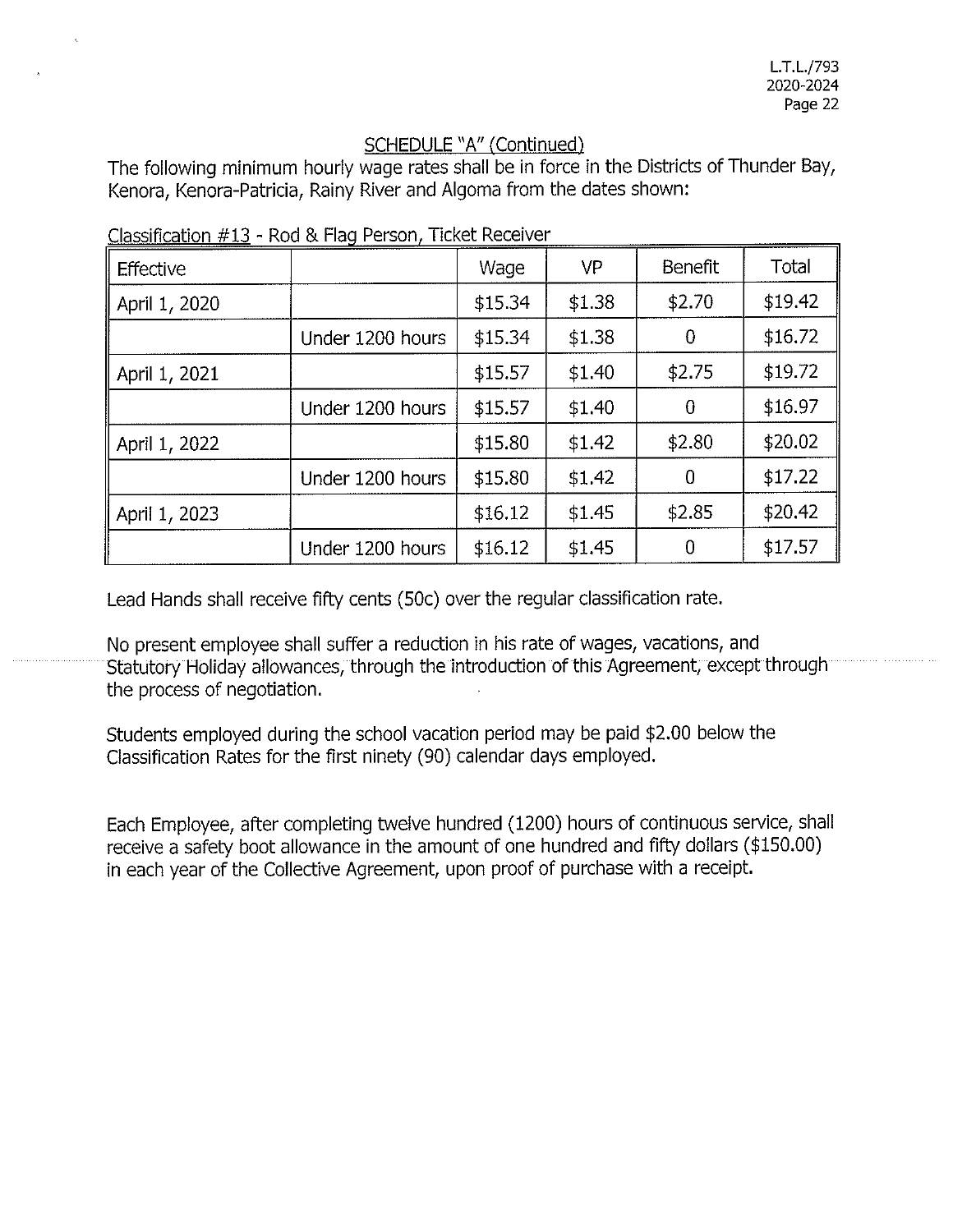SCHEDULE "A" (Continued)

The following minimum hourly wage rates shall be in force in the Districts of Thunder Bay, Kenora, Kenora-Patricia, Rainy River and Algoma from the dates shown:

Classification #13 - Rod & Flag Person, Ticket Receiver

| Effective | | Wage | VP | Benefit | Total |
|---|---|---|---|---|---|
| April 1, 2020 | | $15.34 | $1.38 | $2.70 | $19.42 |
| | Under 1200 hours | $15.34 | $1.38 | 0 | $16.72 |
| April 1, 2021 | | $15.57 | $1.40 | $2.75 | $19.72 |
| | Under 1200 hours | $15.57 | $1.40 | 0 | $16.97 |
| April 1, 2022 | | $15.80 | $1.42 | $2.80 | $20.02 |
| | Under 1200 hours | $15.80 | $1.42 | 0 | $17.22 |
| April 1, 2023 | | $16.12 | $1.45 | $2.85 | $20.42 |
| | Under 1200 hours | $16.12 | $1.45 | 0 | $17.57 |

Lead Hands shall receive fifty cents (50c) over the regular classification rate.

No present employee shall suffer a reduction in his rate of wages, vacations, and Statutory Holiday allowances, through the introduction of this Agreement, except through the process of negotiation.

Students employed during the school vacation period may be paid $2.00 below the Classification Rates for the first ninety (90) calendar days employed.

Each Employee, after completing twelve hundred (1200) hours of continuous service, shall receive a safety boot allowance in the amount of one hundred and fifty dollars ($150.00) in each year of the Collective Agreement, upon proof of purchase with a receipt.